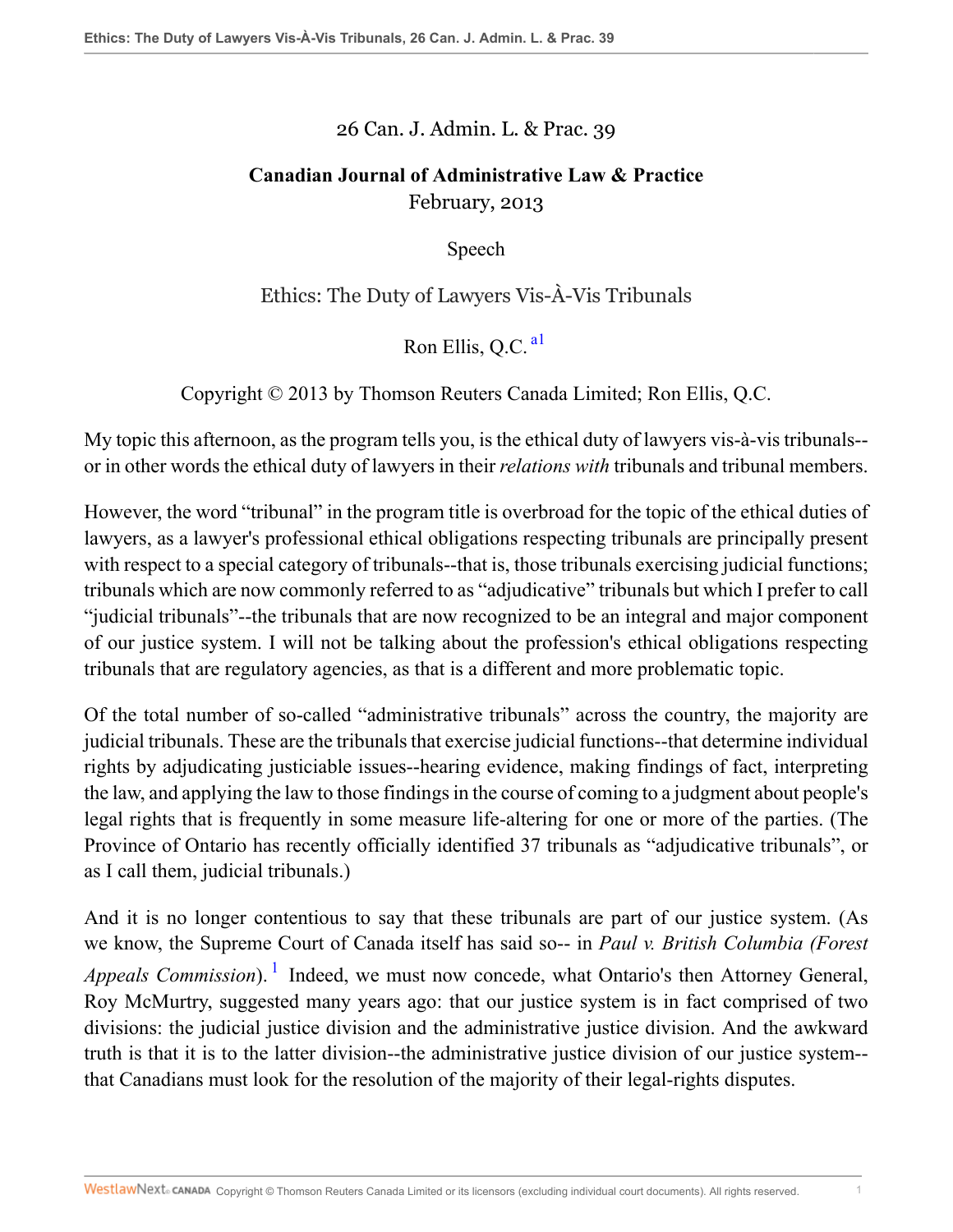26 Can. J. Admin. L. & Prac. 39

**Canadian Journal of Administrative Law & Practice**
February, 2013

Speech

# Ethics: The Duty of Lawyers Vis-À-Vis Tribunals

Ron Ellis, Q.C. [a1]

Copyright © 2013 by Thomson Reuters Canada Limited; Ron Ellis, Q.C.

My topic this afternoon, as the program tells you, is the ethical duty of lawyers vis-à-vis tribunals--or in other words the ethical duty of lawyers in their *relations with* tribunals and tribunal members.

However, the word "tribunal" in the program title is overbroad for the topic of the ethical duties of lawyers, as a lawyer's professional ethical obligations respecting tribunals are principally present with respect to a special category of tribunals--that is, those tribunals exercising judicial functions; tribunals which are now commonly referred to as "adjudicative" tribunals but which I prefer to call "judicial tribunals"--the tribunals that are now recognized to be an integral and major component of our justice system. I will not be talking about the profession's ethical obligations respecting tribunals that are regulatory agencies, as that is a different and more problematic topic.

Of the total number of so-called "administrative tribunals" across the country, the majority are judicial tribunals. These are the tribunals that exercise judicial functions--that determine individual rights by adjudicating justiciable issues--hearing evidence, making findings of fact, interpreting the law, and applying the law to those findings in the course of coming to a judgment about people's legal rights that is frequently in some measure life-altering for one or more of the parties. (The Province of Ontario has recently officially identified 37 tribunals as "adjudicative tribunals", or as I call them, judicial tribunals.)

And it is no longer contentious to say that these tribunals are part of our justice system. (As we know, the Supreme Court of Canada itself has said so-- in *Paul v. British Columbia (Forest Appeals Commission)*. [1] Indeed, we must now concede, what Ontario's then Attorney General, Roy McMurtry, suggested many years ago: that our justice system is in fact comprised of two divisions: the judicial justice division and the administrative justice division. And the awkward truth is that it is to the latter division--the administrative justice division of our justice system--that Canadians must look for the resolution of the majority of their legal-rights disputes.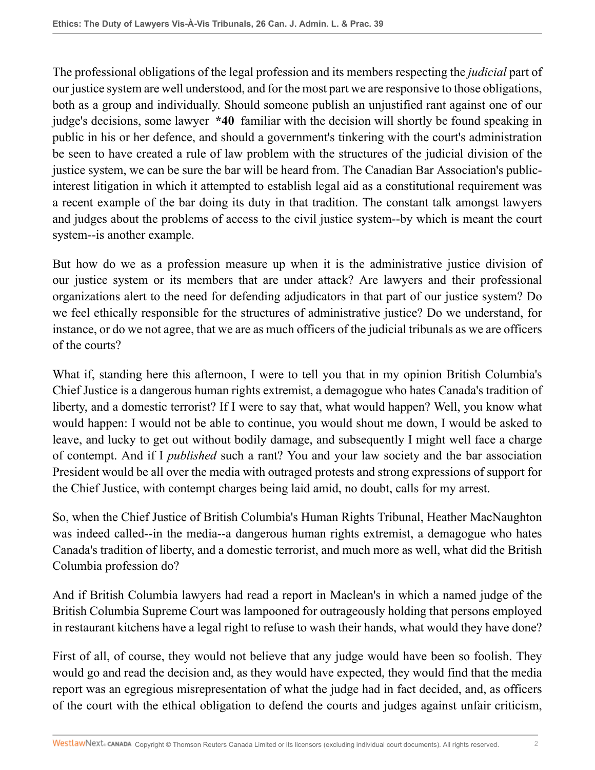The professional obligations of the legal profession and its members respecting the *judicial* part of our justice system are well understood, and for the most part we are responsive to those obligations, both as a group and individually. Should someone publish an unjustified rant against one of our judge's decisions, some lawyer **\*40** familiar with the decision will shortly be found speaking in public in his or her defence, and should a government's tinkering with the court's administration be seen to have created a rule of law problem with the structures of the judicial division of the justice system, we can be sure the bar will be heard from. The Canadian Bar Association's public-interest litigation in which it attempted to establish legal aid as a constitutional requirement was a recent example of the bar doing its duty in that tradition. The constant talk amongst lawyers and judges about the problems of access to the civil justice system--by which is meant the court system--is another example.

But how do we as a profession measure up when it is the administrative justice division of our justice system or its members that are under attack? Are lawyers and their professional organizations alert to the need for defending adjudicators in that part of our justice system? Do we feel ethically responsible for the structures of administrative justice? Do we understand, for instance, or do we not agree, that we are as much officers of the judicial tribunals as we are officers of the courts?

What if, standing here this afternoon, I were to tell you that in my opinion British Columbia's Chief Justice is a dangerous human rights extremist, a demagogue who hates Canada's tradition of liberty, and a domestic terrorist? If I were to say that, what would happen? Well, you know what would happen: I would not be able to continue, you would shout me down, I would be asked to leave, and lucky to get out without bodily damage, and subsequently I might well face a charge of contempt. And if I *published* such a rant? You and your law society and the bar association President would be all over the media with outraged protests and strong expressions of support for the Chief Justice, with contempt charges being laid amid, no doubt, calls for my arrest.

So, when the Chief Justice of British Columbia's Human Rights Tribunal, Heather MacNaughton was indeed called--in the media--a dangerous human rights extremist, a demagogue who hates Canada's tradition of liberty, and a domestic terrorist, and much more as well, what did the British Columbia profession do?

And if British Columbia lawyers had read a report in Maclean's in which a named judge of the British Columbia Supreme Court was lampooned for outrageously holding that persons employed in restaurant kitchens have a legal right to refuse to wash their hands, what would they have done?

First of all, of course, they would not believe that any judge would have been so foolish. They would go and read the decision and, as they would have expected, they would find that the media report was an egregious misrepresentation of what the judge had in fact decided, and, as officers of the court with the ethical obligation to defend the courts and judges against unfair criticism,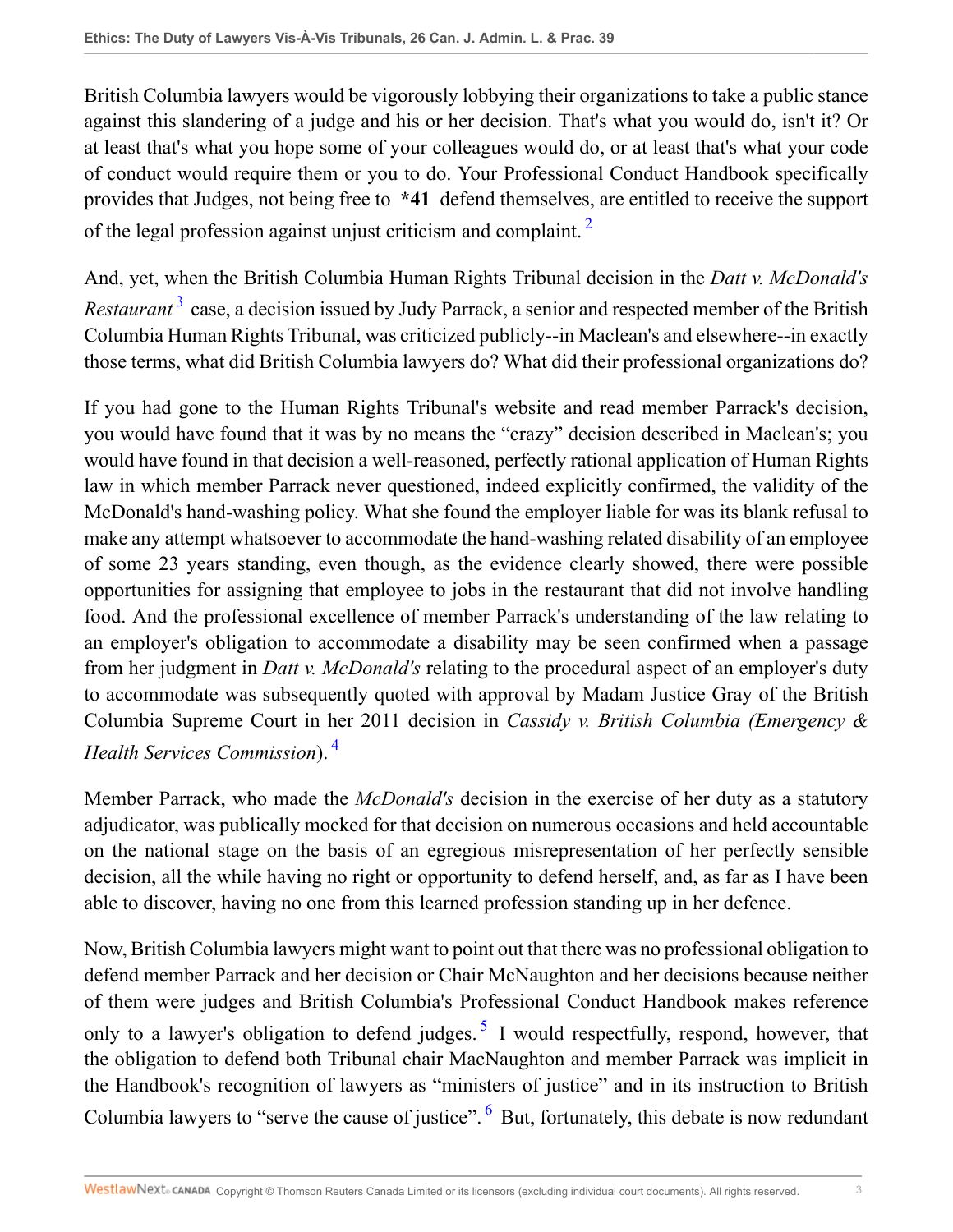British Columbia lawyers would be vigorously lobbying their organizations to take a public stance against this slandering of a judge and his or her decision. That's what you would do, isn't it? Or at least that's what you hope some of your colleagues would do, or at least that's what your code of conduct would require them or you to do. Your Professional Conduct Handbook specifically provides that Judges, not being free to **\*41** defend themselves, are entitled to receive the support of the legal profession against unjust criticism and complaint. [2]

And, yet, when the British Columbia Human Rights Tribunal decision in the *Datt v. McDonald's Restaurant* [3] case, a decision issued by Judy Parrack, a senior and respected member of the British Columbia Human Rights Tribunal, was criticized publicly--in Maclean's and elsewhere--in exactly those terms, what did British Columbia lawyers do? What did their professional organizations do?

If you had gone to the Human Rights Tribunal's website and read member Parrack's decision, you would have found that it was by no means the "crazy" decision described in Maclean's; you would have found in that decision a well-reasoned, perfectly rational application of Human Rights law in which member Parrack never questioned, indeed explicitly confirmed, the validity of the McDonald's hand-washing policy. What she found the employer liable for was its blank refusal to make any attempt whatsoever to accommodate the hand-washing related disability of an employee of some 23 years standing, even though, as the evidence clearly showed, there were possible opportunities for assigning that employee to jobs in the restaurant that did not involve handling food. And the professional excellence of member Parrack's understanding of the law relating to an employer's obligation to accommodate a disability may be seen confirmed when a passage from her judgment in *Datt v. McDonald's* relating to the procedural aspect of an employer's duty to accommodate was subsequently quoted with approval by Madam Justice Gray of the British Columbia Supreme Court in her 2011 decision in *Cassidy v. British Columbia (Emergency & Health Services Commission*). [4]

Member Parrack, who made the *McDonald's* decision in the exercise of her duty as a statutory adjudicator, was publically mocked for that decision on numerous occasions and held accountable on the national stage on the basis of an egregious misrepresentation of her perfectly sensible decision, all the while having no right or opportunity to defend herself, and, as far as I have been able to discover, having no one from this learned profession standing up in her defence.

Now, British Columbia lawyers might want to point out that there was no professional obligation to defend member Parrack and her decision or Chair McNaughton and her decisions because neither of them were judges and British Columbia's Professional Conduct Handbook makes reference only to a lawyer's obligation to defend judges. [5] I would respectfully, respond, however, that the obligation to defend both Tribunal chair MacNaughton and member Parrack was implicit in the Handbook's recognition of lawyers as "ministers of justice" and in its instruction to British Columbia lawyers to "serve the cause of justice". [6] But, fortunately, this debate is now redundant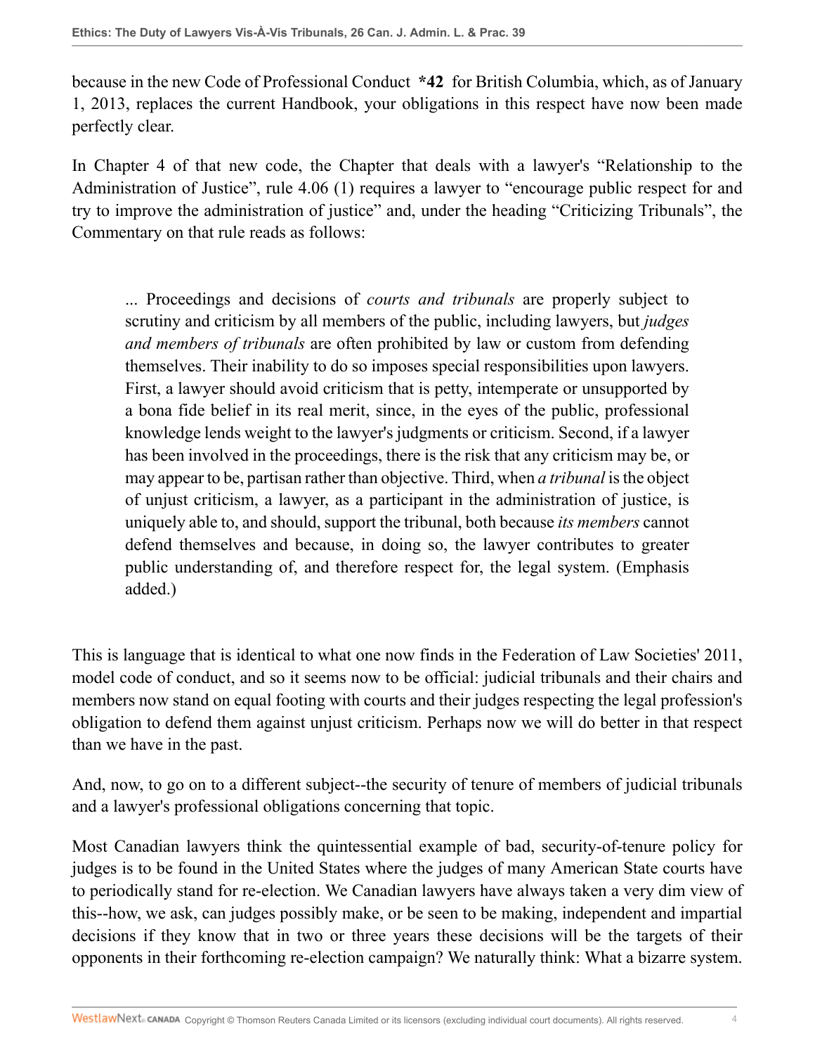because in the new Code of Professional Conduct **\*42** for British Columbia, which, as of January 1, 2013, replaces the current Handbook, your obligations in this respect have now been made perfectly clear.

In Chapter 4 of that new code, the Chapter that deals with a lawyer's "Relationship to the Administration of Justice", rule 4.06 (1) requires a lawyer to "encourage public respect for and try to improve the administration of justice" and, under the heading "Criticizing Tribunals", the Commentary on that rule reads as follows:

> ... Proceedings and decisions of *courts and tribunals* are properly subject to scrutiny and criticism by all members of the public, including lawyers, but *judges and members of tribunals* are often prohibited by law or custom from defending themselves. Their inability to do so imposes special responsibilities upon lawyers. First, a lawyer should avoid criticism that is petty, intemperate or unsupported by a bona fide belief in its real merit, since, in the eyes of the public, professional knowledge lends weight to the lawyer's judgments or criticism. Second, if a lawyer has been involved in the proceedings, there is the risk that any criticism may be, or may appear to be, partisan rather than objective. Third, when *a tribunal* is the object of unjust criticism, a lawyer, as a participant in the administration of justice, is uniquely able to, and should, support the tribunal, both because *its members* cannot defend themselves and because, in doing so, the lawyer contributes to greater public understanding of, and therefore respect for, the legal system. (Emphasis added.)

This is language that is identical to what one now finds in the Federation of Law Societies' 2011, model code of conduct, and so it seems now to be official: judicial tribunals and their chairs and members now stand on equal footing with courts and their judges respecting the legal profession's obligation to defend them against unjust criticism. Perhaps now we will do better in that respect than we have in the past.

And, now, to go on to a different subject--the security of tenure of members of judicial tribunals and a lawyer's professional obligations concerning that topic.

Most Canadian lawyers think the quintessential example of bad, security-of-tenure policy for judges is to be found in the United States where the judges of many American State courts have to periodically stand for re-election. We Canadian lawyers have always taken a very dim view of this--how, we ask, can judges possibly make, or be seen to be making, independent and impartial decisions if they know that in two or three years these decisions will be the targets of their opponents in their forthcoming re-election campaign? We naturally think: What a bizarre system.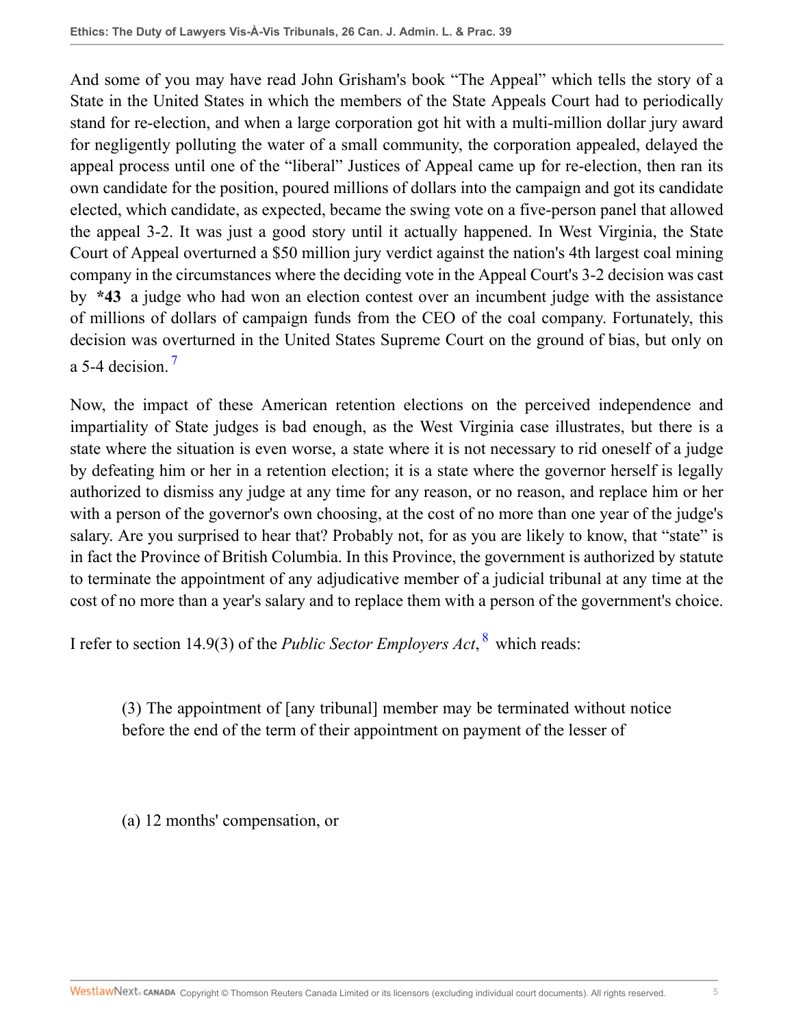And some of you may have read John Grisham's book "The Appeal" which tells the story of a State in the United States in which the members of the State Appeals Court had to periodically stand for re-election, and when a large corporation got hit with a multi-million dollar jury award for negligently polluting the water of a small community, the corporation appealed, delayed the appeal process until one of the "liberal" Justices of Appeal came up for re-election, then ran its own candidate for the position, poured millions of dollars into the campaign and got its candidate elected, which candidate, as expected, became the swing vote on a five-person panel that allowed the appeal 3-2. It was just a good story until it actually happened. In West Virginia, the State Court of Appeal overturned a $50 million jury verdict against the nation's 4th largest coal mining company in the circumstances where the deciding vote in the Appeal Court's 3-2 decision was cast by **\*43** a judge who had won an election contest over an incumbent judge with the assistance of millions of dollars of campaign funds from the CEO of the coal company. Fortunately, this decision was overturned in the United States Supreme Court on the ground of bias, but only on a 5-4 decision. [7]

Now, the impact of these American retention elections on the perceived independence and impartiality of State judges is bad enough, as the West Virginia case illustrates, but there is a state where the situation is even worse, a state where it is not necessary to rid oneself of a judge by defeating him or her in a retention election; it is a state where the governor herself is legally authorized to dismiss any judge at any time for any reason, or no reason, and replace him or her with a person of the governor's own choosing, at the cost of no more than one year of the judge's salary. Are you surprised to hear that? Probably not, for as you are likely to know, that "state" is in fact the Province of British Columbia. In this Province, the government is authorized by statute to terminate the appointment of any adjudicative member of a judicial tribunal at any time at the cost of no more than a year's salary and to replace them with a person of the government's choice.

I refer to section 14.9(3) of the *Public Sector Employers Act*, [8] which reads:

> (3) The appointment of [any tribunal] member may be terminated without notice before the end of the term of their appointment on payment of the lesser of
>
> (a) 12 months' compensation, or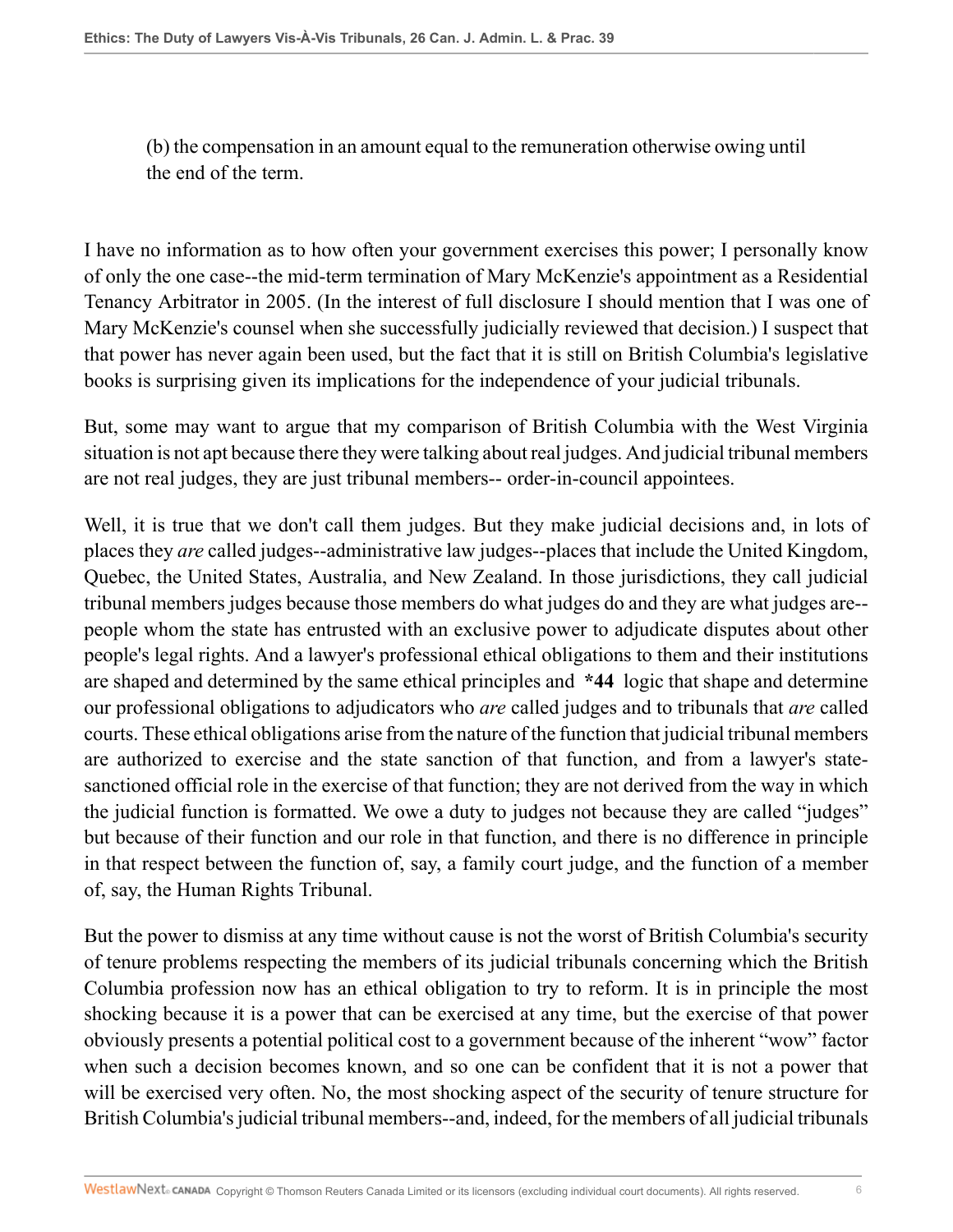(b) the compensation in an amount equal to the remuneration otherwise owing until the end of the term.

I have no information as to how often your government exercises this power; I personally know of only the one case--the mid-term termination of Mary McKenzie's appointment as a Residential Tenancy Arbitrator in 2005. (In the interest of full disclosure I should mention that I was one of Mary McKenzie's counsel when she successfully judicially reviewed that decision.) I suspect that that power has never again been used, but the fact that it is still on British Columbia's legislative books is surprising given its implications for the independence of your judicial tribunals.

But, some may want to argue that my comparison of British Columbia with the West Virginia situation is not apt because there they were talking about real judges. And judicial tribunal members are not real judges, they are just tribunal members-- order-in-council appointees.

Well, it is true that we don't call them judges. But they make judicial decisions and, in lots of places they *are* called judges--administrative law judges--places that include the United Kingdom, Quebec, the United States, Australia, and New Zealand. In those jurisdictions, they call judicial tribunal members judges because those members do what judges do and they are what judges are--people whom the state has entrusted with an exclusive power to adjudicate disputes about other people's legal rights. And a lawyer's professional ethical obligations to them and their institutions are shaped and determined by the same ethical principles and **\*44** logic that shape and determine our professional obligations to adjudicators who *are* called judges and to tribunals that *are* called courts. These ethical obligations arise from the nature of the function that judicial tribunal members are authorized to exercise and the state sanction of that function, and from a lawyer's state-sanctioned official role in the exercise of that function; they are not derived from the way in which the judicial function is formatted. We owe a duty to judges not because they are called "judges" but because of their function and our role in that function, and there is no difference in principle in that respect between the function of, say, a family court judge, and the function of a member of, say, the Human Rights Tribunal.

But the power to dismiss at any time without cause is not the worst of British Columbia's security of tenure problems respecting the members of its judicial tribunals concerning which the British Columbia profession now has an ethical obligation to try to reform. It is in principle the most shocking because it is a power that can be exercised at any time, but the exercise of that power obviously presents a potential political cost to a government because of the inherent "wow" factor when such a decision becomes known, and so one can be confident that it is not a power that will be exercised very often. No, the most shocking aspect of the security of tenure structure for British Columbia's judicial tribunal members--and, indeed, for the members of all judicial tribunals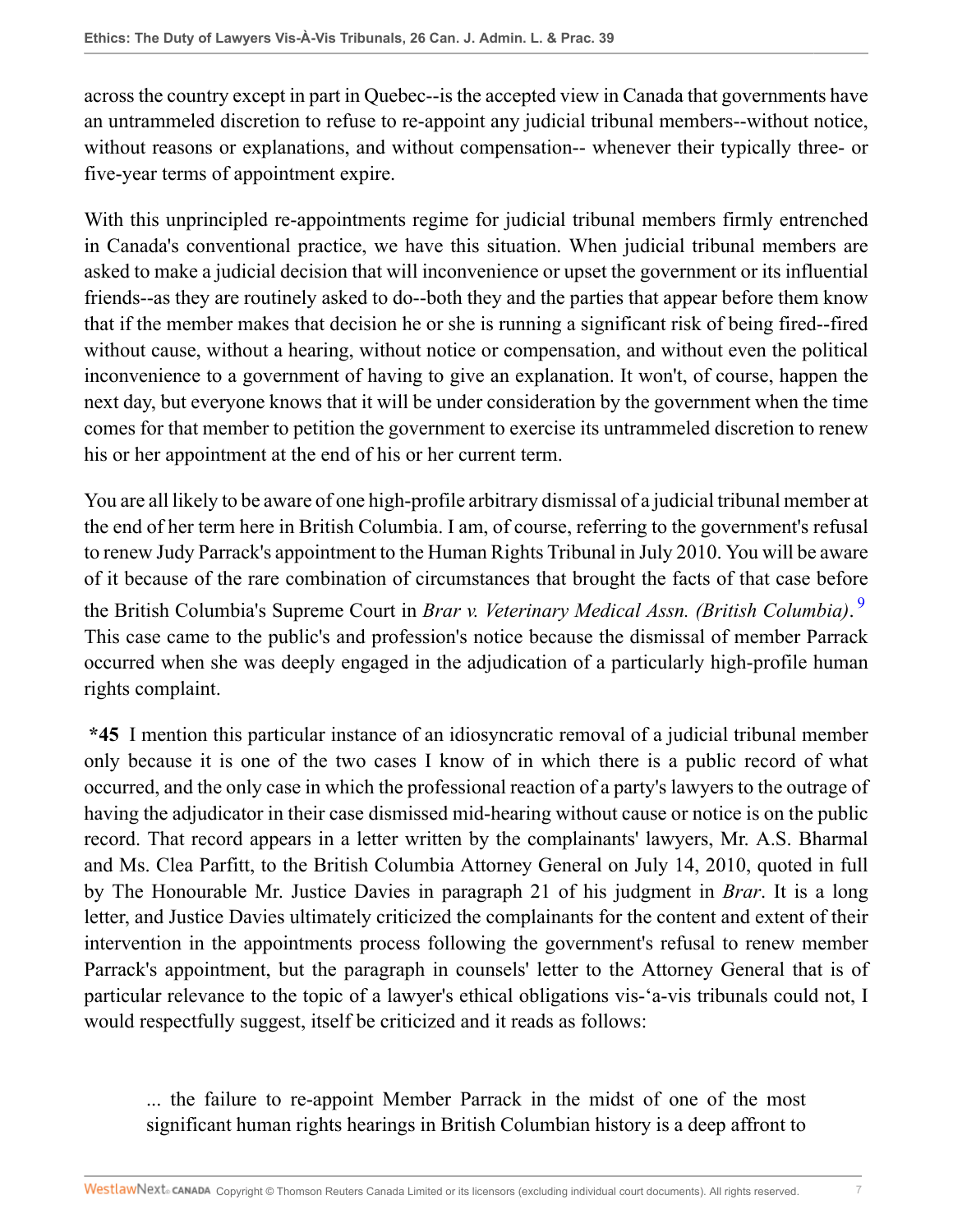across the country except in part in Quebec--is the accepted view in Canada that governments have an untrammeled discretion to refuse to re-appoint any judicial tribunal members--without notice, without reasons or explanations, and without compensation-- whenever their typically three- or five-year terms of appointment expire.

With this unprincipled re-appointments regime for judicial tribunal members firmly entrenched in Canada's conventional practice, we have this situation. When judicial tribunal members are asked to make a judicial decision that will inconvenience or upset the government or its influential friends--as they are routinely asked to do--both they and the parties that appear before them know that if the member makes that decision he or she is running a significant risk of being fired--fired without cause, without a hearing, without notice or compensation, and without even the political inconvenience to a government of having to give an explanation. It won't, of course, happen the next day, but everyone knows that it will be under consideration by the government when the time comes for that member to petition the government to exercise its untrammeled discretion to renew his or her appointment at the end of his or her current term.

You are all likely to be aware of one high-profile arbitrary dismissal of a judicial tribunal member at the end of her term here in British Columbia. I am, of course, referring to the government's refusal to renew Judy Parrack's appointment to the Human Rights Tribunal in July 2010. You will be aware of it because of the rare combination of circumstances that brought the facts of that case before the British Columbia's Supreme Court in *Brar v. Veterinary Medical Assn. (British Columbia)*.[9] This case came to the public's and profession's notice because the dismissal of member Parrack occurred when she was deeply engaged in the adjudication of a particularly high-profile human rights complaint.

**\*45** I mention this particular instance of an idiosyncratic removal of a judicial tribunal member only because it is one of the two cases I know of in which there is a public record of what occurred, and the only case in which the professional reaction of a party's lawyers to the outrage of having the adjudicator in their case dismissed mid-hearing without cause or notice is on the public record. That record appears in a letter written by the complainants' lawyers, Mr. A.S. Bharmal and Ms. Clea Parfitt, to the British Columbia Attorney General on July 14, 2010, quoted in full by The Honourable Mr. Justice Davies in paragraph 21 of his judgment in *Brar*. It is a long letter, and Justice Davies ultimately criticized the complainants for the content and extent of their intervention in the appointments process following the government's refusal to renew member Parrack's appointment, but the paragraph in counsels' letter to the Attorney General that is of particular relevance to the topic of a lawyer's ethical obligations vis-'a-vis tribunals could not, I would respectfully suggest, itself be criticized and it reads as follows:

> ... the failure to re-appoint Member Parrack in the midst of one of the most significant human rights hearings in British Columbian history is a deep affront to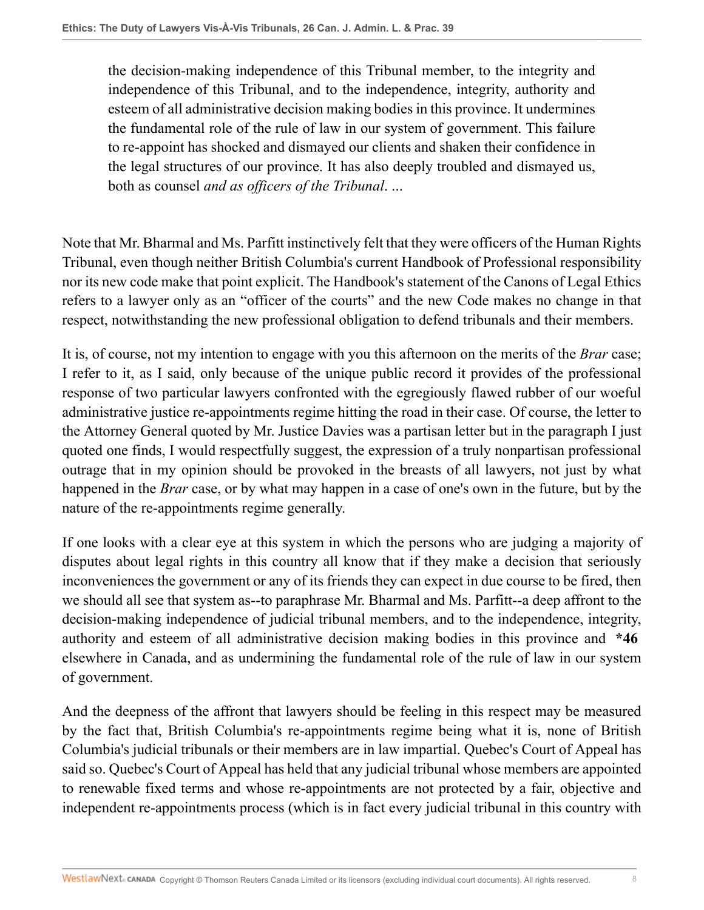> the decision-making independence of this Tribunal member, to the integrity and independence of this Tribunal, and to the independence, integrity, authority and esteem of all administrative decision making bodies in this province. It undermines the fundamental role of the rule of law in our system of government. This failure to re-appoint has shocked and dismayed our clients and shaken their confidence in the legal structures of our province. It has also deeply troubled and dismayed us, both as counsel *and as officers of the Tribunal*. ...

Note that Mr. Bharmal and Ms. Parfitt instinctively felt that they were officers of the Human Rights Tribunal, even though neither British Columbia's current Handbook of Professional responsibility nor its new code make that point explicit. The Handbook's statement of the Canons of Legal Ethics refers to a lawyer only as an "officer of the courts" and the new Code makes no change in that respect, notwithstanding the new professional obligation to defend tribunals and their members.

It is, of course, not my intention to engage with you this afternoon on the merits of the *Brar* case; I refer to it, as I said, only because of the unique public record it provides of the professional response of two particular lawyers confronted with the egregiously flawed rubber of our woeful administrative justice re-appointments regime hitting the road in their case. Of course, the letter to the Attorney General quoted by Mr. Justice Davies was a partisan letter but in the paragraph I just quoted one finds, I would respectfully suggest, the expression of a truly nonpartisan professional outrage that in my opinion should be provoked in the breasts of all lawyers, not just by what happened in the *Brar* case, or by what may happen in a case of one's own in the future, but by the nature of the re-appointments regime generally.

If one looks with a clear eye at this system in which the persons who are judging a majority of disputes about legal rights in this country all know that if they make a decision that seriously inconveniences the government or any of its friends they can expect in due course to be fired, then we should all see that system as--to paraphrase Mr. Bharmal and Ms. Parfitt--a deep affront to the decision-making independence of judicial tribunal members, and to the independence, integrity, authority and esteem of all administrative decision making bodies in this province and **\*46** elsewhere in Canada, and as undermining the fundamental role of the rule of law in our system of government.

And the deepness of the affront that lawyers should be feeling in this respect may be measured by the fact that, British Columbia's re-appointments regime being what it is, none of British Columbia's judicial tribunals or their members are in law impartial. Quebec's Court of Appeal has said so. Quebec's Court of Appeal has held that any judicial tribunal whose members are appointed to renewable fixed terms and whose re-appointments are not protected by a fair, objective and independent re-appointments process (which is in fact every judicial tribunal in this country with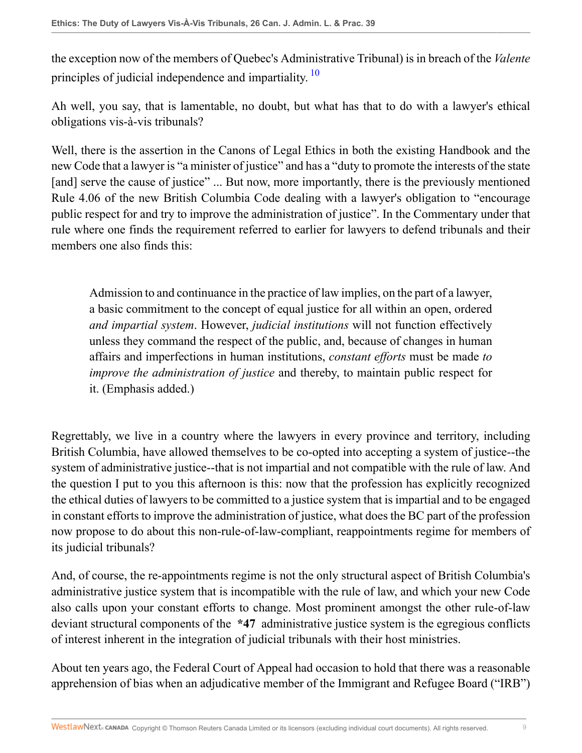the exception now of the members of Quebec's Administrative Tribunal) is in breach of the *Valente* principles of judicial independence and impartiality. [10]

Ah well, you say, that is lamentable, no doubt, but what has that to do with a lawyer's ethical obligations vis-à-vis tribunals?

Well, there is the assertion in the Canons of Legal Ethics in both the existing Handbook and the new Code that a lawyer is "a minister of justice" and has a "duty to promote the interests of the state [and] serve the cause of justice" ... But now, more importantly, there is the previously mentioned Rule 4.06 of the new British Columbia Code dealing with a lawyer's obligation to "encourage public respect for and try to improve the administration of justice". In the Commentary under that rule where one finds the requirement referred to earlier for lawyers to defend tribunals and their members one also finds this:

> Admission to and continuance in the practice of law implies, on the part of a lawyer, a basic commitment to the concept of equal justice for all within an open, ordered *and impartial system*. However, *judicial institutions* will not function effectively unless they command the respect of the public, and, because of changes in human affairs and imperfections in human institutions, *constant efforts* must be made *to improve the administration of justice* and thereby, to maintain public respect for it. (Emphasis added.)

Regrettably, we live in a country where the lawyers in every province and territory, including British Columbia, have allowed themselves to be co-opted into accepting a system of justice--the system of administrative justice--that is not impartial and not compatible with the rule of law. And the question I put to you this afternoon is this: now that the profession has explicitly recognized the ethical duties of lawyers to be committed to a justice system that is impartial and to be engaged in constant efforts to improve the administration of justice, what does the BC part of the profession now propose to do about this non-rule-of-law-compliant, reappointments regime for members of its judicial tribunals?

And, of course, the re-appointments regime is not the only structural aspect of British Columbia's administrative justice system that is incompatible with the rule of law, and which your new Code also calls upon your constant efforts to change. Most prominent amongst the other rule-of-law deviant structural components of the **\*47** administrative justice system is the egregious conflicts of interest inherent in the integration of judicial tribunals with their host ministries.

About ten years ago, the Federal Court of Appeal had occasion to hold that there was a reasonable apprehension of bias when an adjudicative member of the Immigrant and Refugee Board ("IRB")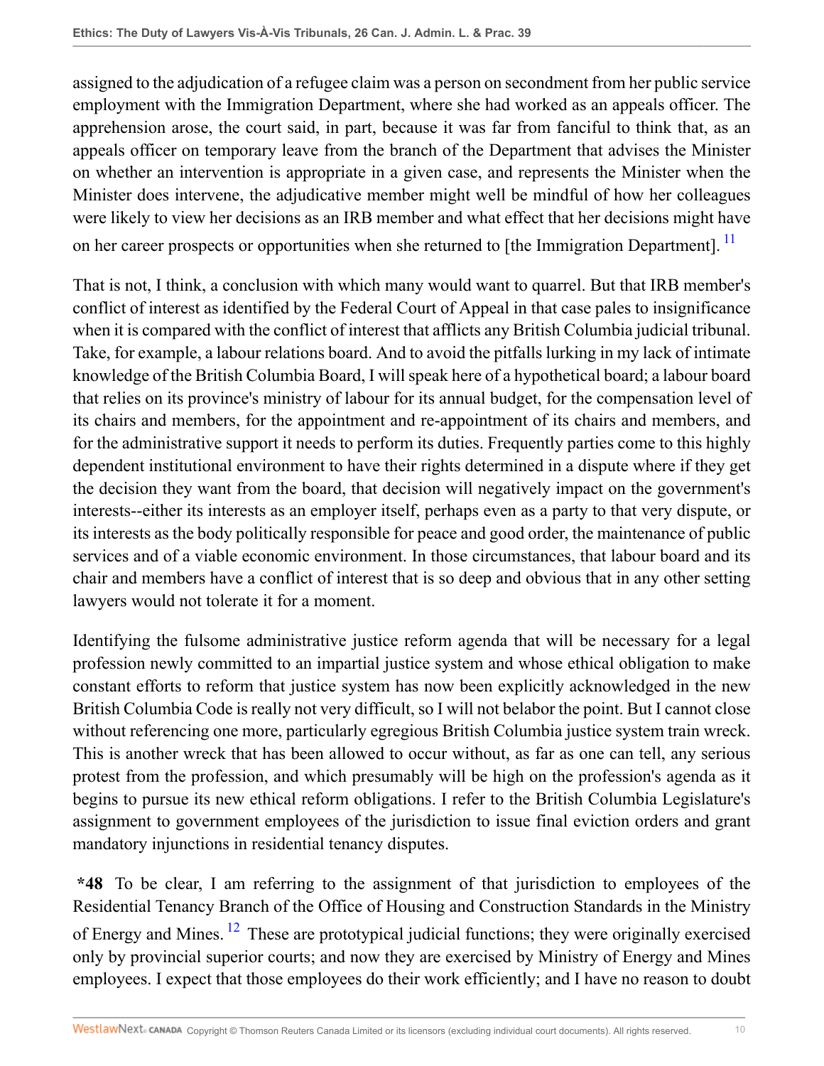assigned to the adjudication of a refugee claim was a person on secondment from her public service employment with the Immigration Department, where she had worked as an appeals officer. The apprehension arose, the court said, in part, because it was far from fanciful to think that, as an appeals officer on temporary leave from the branch of the Department that advises the Minister on whether an intervention is appropriate in a given case, and represents the Minister when the Minister does intervene, the adjudicative member might well be mindful of how her colleagues were likely to view her decisions as an IRB member and what effect that her decisions might have on her career prospects or opportunities when she returned to [the Immigration Department]. [11]

That is not, I think, a conclusion with which many would want to quarrel. But that IRB member's conflict of interest as identified by the Federal Court of Appeal in that case pales to insignificance when it is compared with the conflict of interest that afflicts any British Columbia judicial tribunal. Take, for example, a labour relations board. And to avoid the pitfalls lurking in my lack of intimate knowledge of the British Columbia Board, I will speak here of a hypothetical board; a labour board that relies on its province's ministry of labour for its annual budget, for the compensation level of its chairs and members, for the appointment and re-appointment of its chairs and members, and for the administrative support it needs to perform its duties. Frequently parties come to this highly dependent institutional environment to have their rights determined in a dispute where if they get the decision they want from the board, that decision will negatively impact on the government's interests--either its interests as an employer itself, perhaps even as a party to that very dispute, or its interests as the body politically responsible for peace and good order, the maintenance of public services and of a viable economic environment. In those circumstances, that labour board and its chair and members have a conflict of interest that is so deep and obvious that in any other setting lawyers would not tolerate it for a moment.

Identifying the fulsome administrative justice reform agenda that will be necessary for a legal profession newly committed to an impartial justice system and whose ethical obligation to make constant efforts to reform that justice system has now been explicitly acknowledged in the new British Columbia Code is really not very difficult, so I will not belabor the point. But I cannot close without referencing one more, particularly egregious British Columbia justice system train wreck. This is another wreck that has been allowed to occur without, as far as one can tell, any serious protest from the profession, and which presumably will be high on the profession's agenda as it begins to pursue its new ethical reform obligations. I refer to the British Columbia Legislature's assignment to government employees of the jurisdiction to issue final eviction orders and grant mandatory injunctions in residential tenancy disputes.

**\*48** To be clear, I am referring to the assignment of that jurisdiction to employees of the Residential Tenancy Branch of the Office of Housing and Construction Standards in the Ministry of Energy and Mines. [12] These are prototypical judicial functions; they were originally exercised only by provincial superior courts; and now they are exercised by Ministry of Energy and Mines employees. I expect that those employees do their work efficiently; and I have no reason to doubt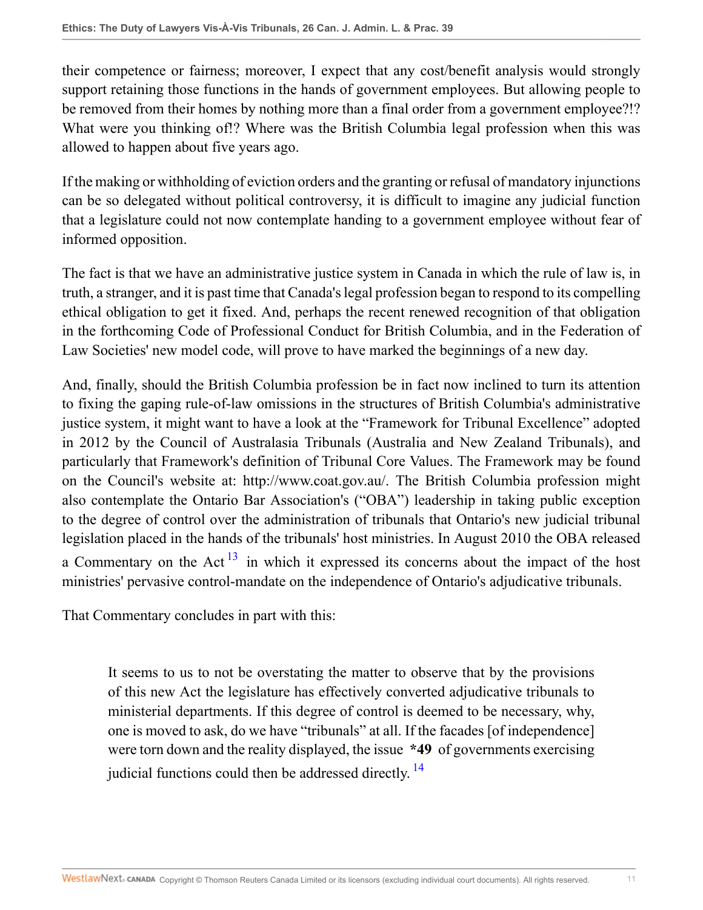their competence or fairness; moreover, I expect that any cost/benefit analysis would strongly support retaining those functions in the hands of government employees. But allowing people to be removed from their homes by nothing more than a final order from a government employee?!? What were you thinking of!? Where was the British Columbia legal profession when this was allowed to happen about five years ago.

If the making or withholding of eviction orders and the granting or refusal of mandatory injunctions can be so delegated without political controversy, it is difficult to imagine any judicial function that a legislature could not now contemplate handing to a government employee without fear of informed opposition.

The fact is that we have an administrative justice system in Canada in which the rule of law is, in truth, a stranger, and it is past time that Canada's legal profession began to respond to its compelling ethical obligation to get it fixed. And, perhaps the recent renewed recognition of that obligation in the forthcoming Code of Professional Conduct for British Columbia, and in the Federation of Law Societies' new model code, will prove to have marked the beginnings of a new day.

And, finally, should the British Columbia profession be in fact now inclined to turn its attention to fixing the gaping rule-of-law omissions in the structures of British Columbia's administrative justice system, it might want to have a look at the "Framework for Tribunal Excellence" adopted in 2012 by the Council of Australasia Tribunals (Australia and New Zealand Tribunals), and particularly that Framework's definition of Tribunal Core Values. The Framework may be found on the Council's website at: http://www.coat.gov.au/. The British Columbia profession might also contemplate the Ontario Bar Association's ("OBA") leadership in taking public exception to the degree of control over the administration of tribunals that Ontario's new judicial tribunal legislation placed in the hands of the tribunals' host ministries. In August 2010 the OBA released a Commentary on the Act [13] in which it expressed its concerns about the impact of the host ministries' pervasive control-mandate on the independence of Ontario's adjudicative tribunals.

That Commentary concludes in part with this:

> It seems to us to not be overstating the matter to observe that by the provisions of this new Act the legislature has effectively converted adjudicative tribunals to ministerial departments. If this degree of control is deemed to be necessary, why, one is moved to ask, do we have "tribunals" at all. If the facades [of independence] were torn down and the reality displayed, the issue **\*49** of governments exercising judicial functions could then be addressed directly. [14]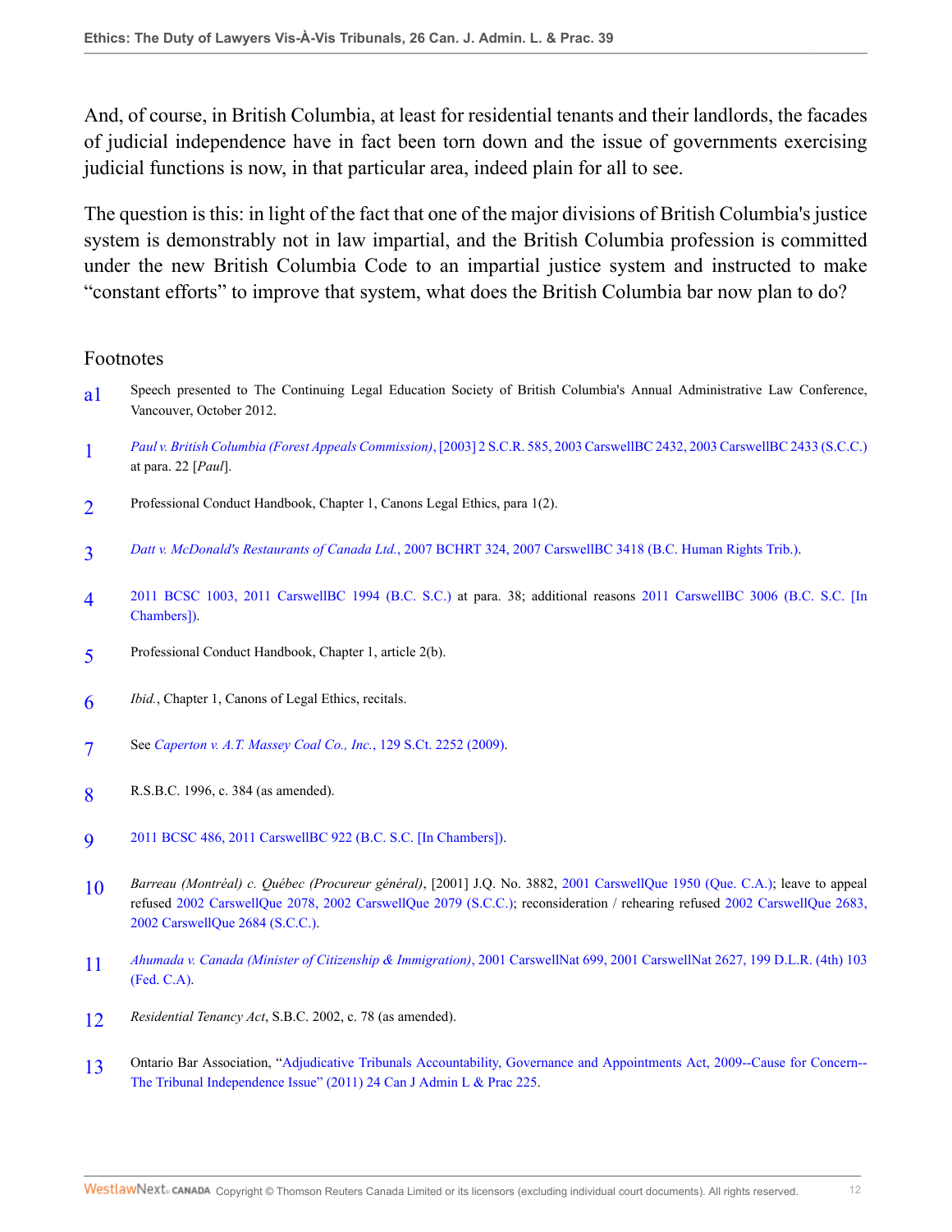And, of course, in British Columbia, at least for residential tenants and their landlords, the facades of judicial independence have in fact been torn down and the issue of governments exercising judicial functions is now, in that particular area, indeed plain for all to see.

The question is this: in light of the fact that one of the major divisions of British Columbia's justice system is demonstrably not in law impartial, and the British Columbia profession is committed under the new British Columbia Code to an impartial justice system and instructed to make "constant efforts" to improve that system, what does the British Columbia bar now plan to do?

## Footnotes

a1 Speech presented to The Continuing Legal Education Society of British Columbia's Annual Administrative Law Conference, Vancouver, October 2012.

1 *Paul v. British Columbia (Forest Appeals Commission)*, [2003] 2 S.C.R. 585, 2003 CarswellBC 2432, 2003 CarswellBC 2433 (S.C.C.) at para. 22 [*Paul*].

2 Professional Conduct Handbook, Chapter 1, Canons Legal Ethics, para 1(2).

3 *Datt v. McDonald's Restaurants of Canada Ltd.*, 2007 BCHRT 324, 2007 CarswellBC 3418 (B.C. Human Rights Trib.).

4 2011 BCSC 1003, 2011 CarswellBC 1994 (B.C. S.C.) at para. 38; additional reasons 2011 CarswellBC 3006 (B.C. S.C. [In Chambers]).

5 Professional Conduct Handbook, Chapter 1, article 2(b).

6 *Ibid.*, Chapter 1, Canons of Legal Ethics, recitals.

7 See *Caperton v. A.T. Massey Coal Co., Inc.*, 129 S.Ct. 2252 (2009).

8 R.S.B.C. 1996, c. 384 (as amended).

9 2011 BCSC 486, 2011 CarswellBC 922 (B.C. S.C. [In Chambers]).

10 *Barreau (Montréal) c. Québec (Procureur général)*, [2001] J.Q. No. 3882, 2001 CarswellQue 1950 (Que. C.A.); leave to appeal refused 2002 CarswellQue 2078, 2002 CarswellQue 2079 (S.C.C.); reconsideration / rehearing refused 2002 CarswellQue 2683, 2002 CarswellQue 2684 (S.C.C.).

11 *Ahumada v. Canada (Minister of Citizenship & Immigration)*, 2001 CarswellNat 699, 2001 CarswellNat 2627, 199 D.L.R. (4th) 103 (Fed. C.A).

12 *Residential Tenancy Act*, S.B.C. 2002, c. 78 (as amended).

13 Ontario Bar Association, "Adjudicative Tribunals Accountability, Governance and Appointments Act, 2009--Cause for Concern--The Tribunal Independence Issue" (2011) 24 Can J Admin L & Prac 225.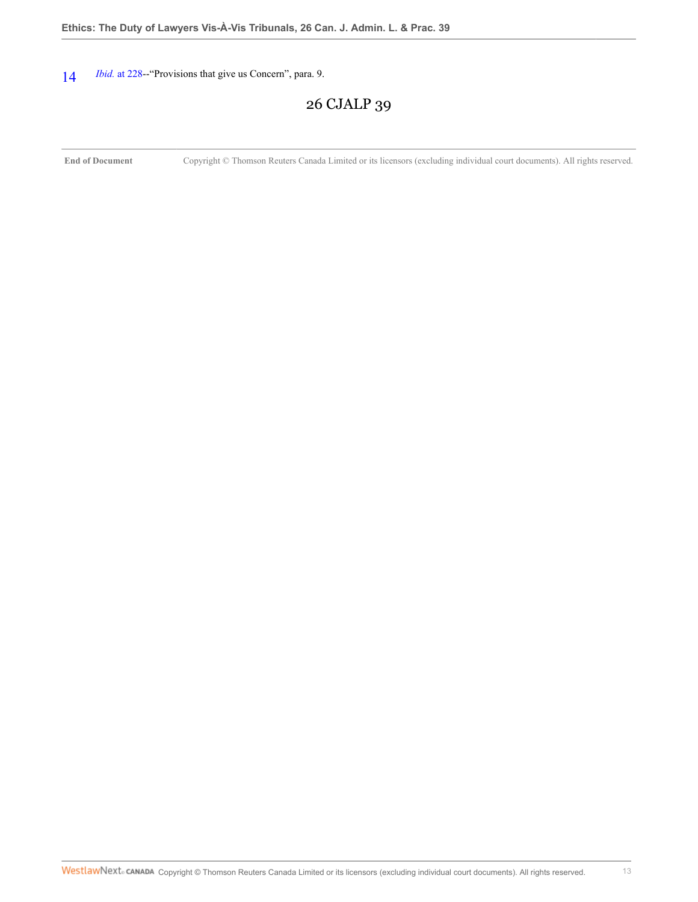14 *Ibid.* at 228--"Provisions that give us Concern", para. 9.

26 CJALP 39

**End of Document** Copyright © Thomson Reuters Canada Limited or its licensors (excluding individual court documents). All rights reserved.